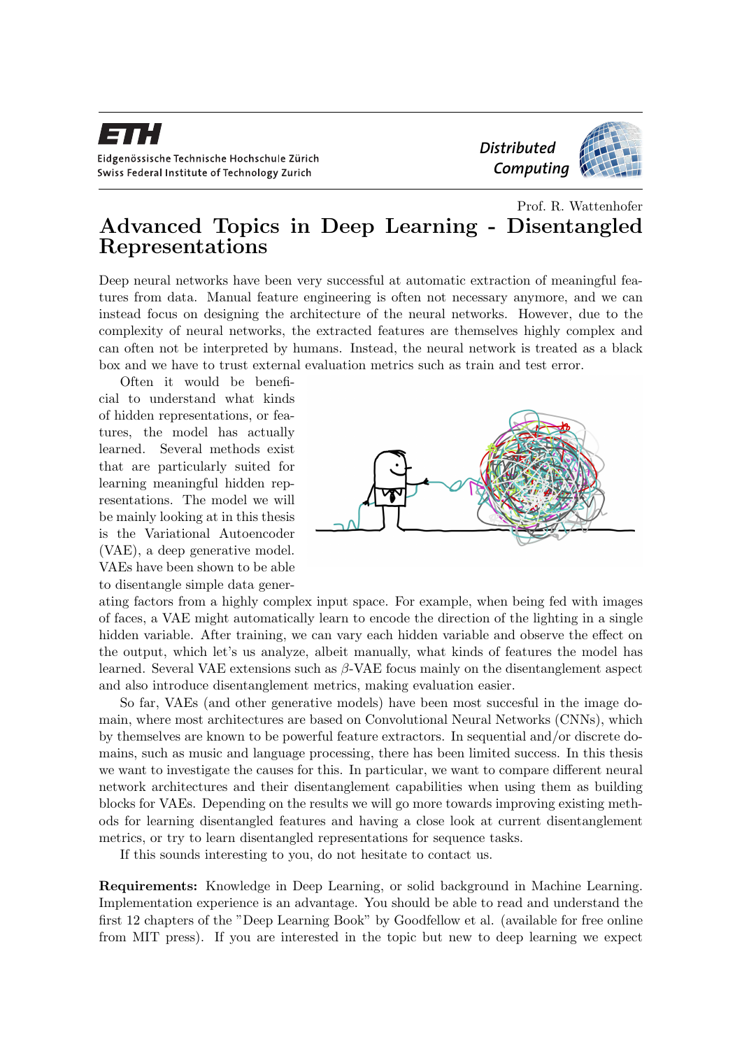ETH

Eidgenössische Technische Hochschule Zürich
Swiss Federal Institute of Technology Zurich

*Distributed Computing*

Prof. R. Wattenhofer

# Advanced Topics in Deep Learning - Disentangled Representations

Deep neural networks have been very successful at automatic extraction of meaningful features from data. Manual feature engineering is often not necessary anymore, and we can instead focus on designing the architecture of the neural networks. However, due to the complexity of neural networks, the extracted features are themselves highly complex and can often not be interpreted by humans. Instead, the neural network is treated as a black box and we have to trust external evaluation metrics such as train and test error.

Often it would be beneficial to understand what kinds of hidden representations, or features, the model has actually learned. Several methods exist that are particularly suited for learning meaningful hidden representations. The model we will be mainly looking at in this thesis is the Variational Autoencoder (VAE), a deep generative model. VAEs have been shown to be able to disentangle simple data generating factors from a highly complex input space. For example, when being fed with images of faces, a VAE might automatically learn to encode the direction of the lighting in a single hidden variable. After training, we can vary each hidden variable and observe the effect on the output, which let's us analyze, albeit manually, what kinds of features the model has learned. Several VAE extensions such as $\beta$-VAE focus mainly on the disentanglement aspect and also introduce disentanglement metrics, making evaluation easier.

So far, VAEs (and other generative models) have been most succesful in the image domain, where most architectures are based on Convolutional Neural Networks (CNNs), which by themselves are known to be powerful feature extractors. In sequential and/or discrete domains, such as music and language processing, there has been limited success. In this thesis we want to investigate the causes for this. In particular, we want to compare different neural network architectures and their disentanglement capabilities when using them as building blocks for VAEs. Depending on the results we will go more towards improving existing methods for learning disentangled features and having a close look at current disentanglement metrics, or try to learn disentangled representations for sequence tasks.

If this sounds interesting to you, do not hesitate to contact us.

**Requirements:** Knowledge in Deep Learning, or solid background in Machine Learning. Implementation experience is an advantage. You should be able to read and understand the first 12 chapters of the "Deep Learning Book" by Goodfellow et al. (available for free online from MIT press). If you are interested in the topic but new to deep learning we expect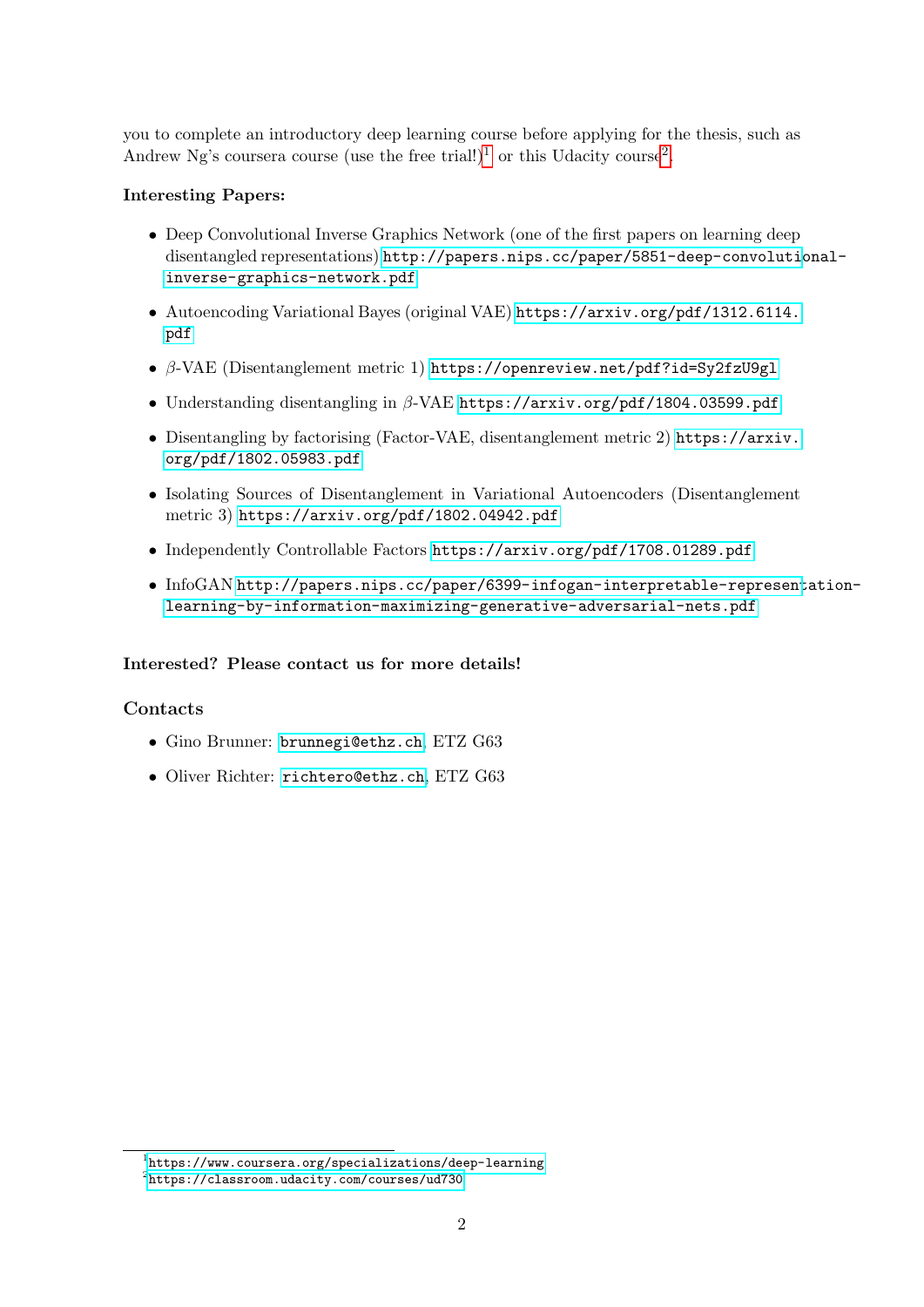you to complete an introductory deep learning course before applying for the thesis, such as Andrew Ng's coursera course (use the free trial!)[1] or this Udacity course[2].

**Interesting Papers:**

- Deep Convolutional Inverse Graphics Network (one of the first papers on learning deep disentangled representations) http://papers.nips.cc/paper/5851-deep-convolutional-inverse-graphics-network.pdf
- Autoencoding Variational Bayes (original VAE) https://arxiv.org/pdf/1312.6114.pdf
- $\beta$-VAE (Disentanglement metric 1) https://openreview.net/pdf?id=Sy2fzU9gl
- Understanding disentangling in $\beta$-VAE https://arxiv.org/pdf/1804.03599.pdf
- Disentangling by factorising (Factor-VAE, disentanglement metric 2) https://arxiv.org/pdf/1802.05983.pdf
- Isolating Sources of Disentanglement in Variational Autoencoders (Disentanglement metric 3) https://arxiv.org/pdf/1802.04942.pdf
- Independently Controllable Factors https://arxiv.org/pdf/1708.01289.pdf
- InfoGAN http://papers.nips.cc/paper/6399-infogan-interpretable-representation-learning-by-information-maximizing-generative-adversarial-nets.pdf

**Interested? Please contact us for more details!**

## Contacts

- Gino Brunner: brunnegi@ethz.ch, ETZ G63
- Oliver Richter: richtero@ethz.ch, ETZ G63

[1] https://www.coursera.org/specializations/deep-learning
[2] https://classroom.udacity.com/courses/ud730